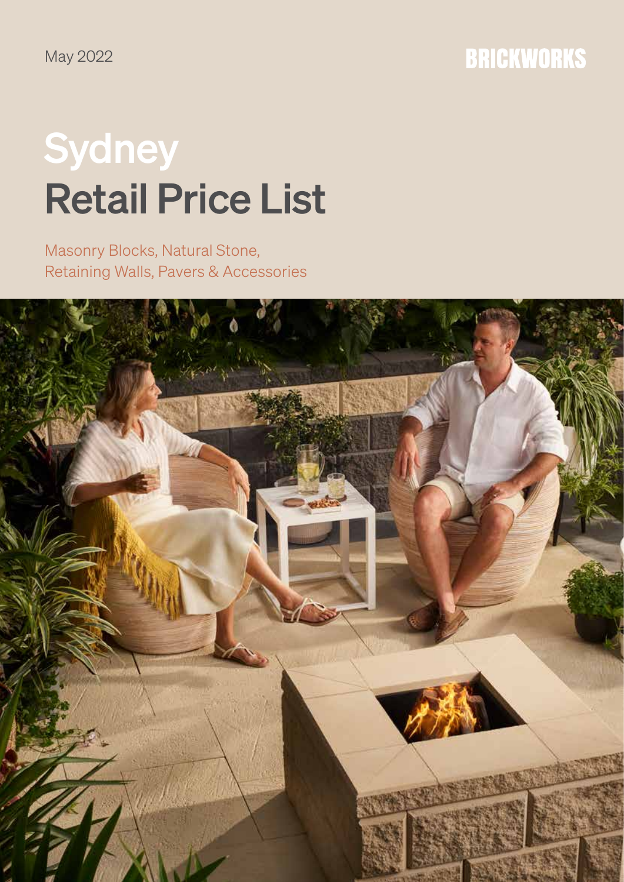May 2022

BRICKWORKS

# Sydney Retail Price List

Masonry Blocks, Natural Stone, Retaining Walls, Pavers & Accessories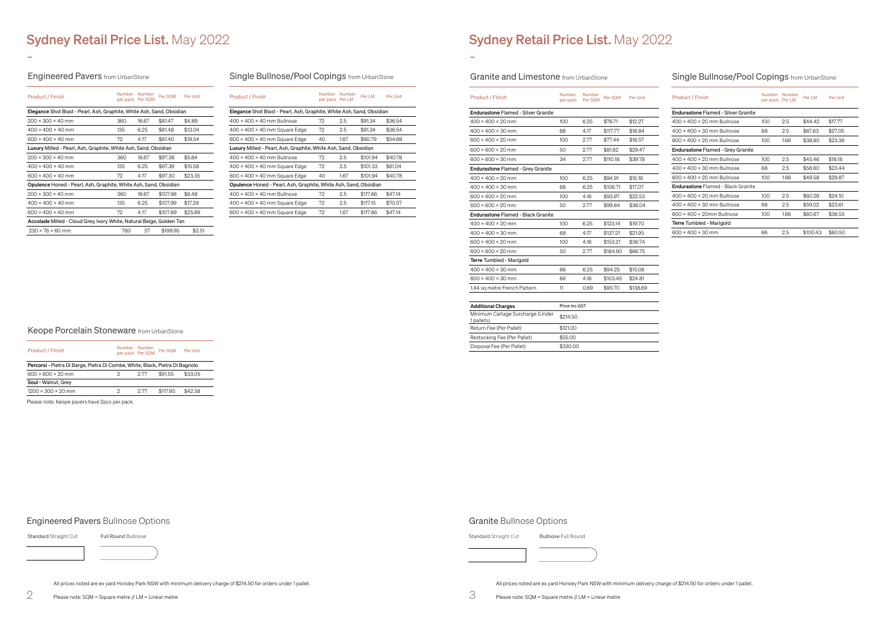# Sydney Retail Price List. May 2022

## Engineered Pavers from UrbanStone

| Product / Finish | Number per pack | Number Per SQM | Per SQM | Per Unit |
|---|---|---|---|---|
| **Elegance** Shot Blast - Pearl, Ash, Graphite, White Ash, Sand, Obsidian | | | | |
| 200 × 300 × 40 mm | 360 | 16.67 | $81.47 | $4.89 |
| 400 × 400 × 40 mm | 135 | 6.25 | $81.48 | $13.04 |
| 600 × 400 × 40 mm | 72 | 4.17 | $81.40 | $19.54 |
| **Luxury** Milled - Pearl, Ash, Graphite, White Ash, Sand, Obsidian | | | | |
| 200 × 300 × 40 mm | 360 | 16.67 | $97.38 | $5.84 |
| 400 × 400 × 40 mm | 135 | 6.25 | $97.39 | $15.58 |
| 600 × 400 × 40 mm | 72 | 4.17 | $97.30 | $23.35 |
| **Opulence** Honed - Pearl, Ash, Graphite, White Ash, Sand, Obsidian | | | | |
| 200 × 300 × 40 mm | 360 | 16.67 | $107.98 | $6.48 |
| 400 × 400 × 40 mm | 135 | 6.25 | $107.99 | $17.28 |
| 600 × 400 × 40 mm | 72 | 4.17 | $107.89 | $25.89 |
| **Accolade** Milled - Cloud Grey, Ivory White, Natural Beige, Golden Tan | | | | |
| 230 × 76 × 60 mm | 780 | 57 | $199.95 | $3.51 |

## Single Bullnose/Pool Copings from UrbanStone

| Product / Finish | Number per pack | Number Per LM | Per LM | Per Unit |
|---|---|---|---|---|
| **Elegance** Shot Blast - Pearl, Ash, Graphite, White Ash, Sand, Obsidian | | | | |
| 400 × 400 × 40 mm Bullnose | 72 | 2.5 | $91.34 | $36.54 |
| 400 × 400 × 40 mm Square Edge | 72 | 2.5 | $91.34 | $36.54 |
| 600 × 400 × 40 mm Square Edge | 40 | 1.67 | $90.79 | $54.69 |
| **Luxury** Milled - Pearl, Ash, Graphite, White Ash, Sand, Obsidian | | | | |
| 400 × 400 × 40 mm Bullnose | 72 | 2.5 | $101.94 | $40.78 |
| 400 × 400 × 40 mm Square Edge | 72 | 2.5 | $101.33 | $61.04 |
| 600 × 400 × 40 mm Square Edge | 40 | 1.67 | $101.94 | $40.78 |
| **Opulence** Honed - Pearl, Ash, Graphite, White Ash, Sand, Obsidian | | | | |
| 400 × 400 × 40 mm Bullnose | 72 | 2.5 | $117.86 | $47.14 |
| 400 × 400 × 40 mm Square Edge | 72 | 2.5 | $117.15 | $70.57 |
| 600 × 400 × 40 mm Square Edge | 72 | 1.67 | $117.86 | $47.14 |

## Keope Porcelain Stoneware from UrbanStone

| Product / Finish | Number per pack | Number Per SQM | Per SQM | Per Unit |
|---|---|---|---|---|
| **Percorsi** - Pietra Di Barge, Pietra Di Combe, White, Black, Pietra Di Bagnolo | | | | |
| 600 × 600 × 20 mm | 2 | 2.77 | $91.55 | $33.05 |
| **Soul** - Walnut, Grey | | | | |
| 1200 × 300 × 20 mm | 2 | 2.77 | $117.95 | $42.58 |

Please note: Keope pavers have 2pcs per pack.

## Engineered Pavers Bullnose Options

Standard Straight Cut

Full Round Bullnose

All prices noted are ex yard Horsley Park NSW with minimum delivery charge of $214.50 for orders under 1 pallet.

Please note: SQM = Square metre // LM = Linear metre

# Sydney Retail Price List. May 2022

## Granite and Limestone from UrbanStone

| Product / Finish | Number per pack | Number Per SQM | Per SQM | Per Unit |
|---|---|---|---|---|
| **Endurastone** Flamed - Silver Granite | | | | |
| 400 × 400 × 20 mm | 100 | 6.25 | $76.71 | $12.27 |
| 400 × 400 × 30 mm | 68 | 4.17 | $117.77 | $18.84 |
| 600 × 400 × 20 mm | 100 | 2.77 | $77.44 | $18.57 |
| 600 × 600 × 20 mm | 50 | 2.77 | $81.62 | $29.47 |
| 600 × 600 × 30 mm | 34 | 2.77 | $110.18 | $39.78 |
| **Endurastone** Flamed - Grey Granite | | | | |
| 400 × 400 × 20 mm | 100 | 6.25 | $94.91 | $15.19 |
| 400 × 400 × 30 mm | 68 | 6.25 | $106.71 | $17.07 |
| 600 × 400 × 20 mm | 100 | 4.16 | $93.97 | $22.53 |
| 600 × 600 × 20 mm | 50 | 2.77 | $99.84 | $36.04 |
| **Endurastone** Flamed - Black Granite | | | | |
| 400 × 400 × 20 mm | 100 | 6.25 | $123.14 | $19.70 |
| 400 × 400 × 30 mm | 68 | 4.17 | $137.21 | $21.95 |
| 600 × 400 × 20 mm | 100 | 4.16 | $153.21 | $36.74 |
| 600 × 600 × 20 mm | 50 | 2.77 | $184.90 | $66.75 |
| **Terre** Tumbled - Marigold | | | | |
| 400 × 400 × 30 mm | 66 | 6.25 | $94.25 | $15.08 |
| 600 × 400 × 30 mm | 66 | 4.16 | $103.45 | $24.81 |
| 1.44 sq metre French Pattern | 11 | 0.69 | $95.70 | $138.69 |

| Additional Charges | Price Inc GST |
|---|---|
| Minimum Cartage Surcharge (Under 1 pallets) | $214.50 |
| Return Fee (Per Pallet) | $121.00 |
| Restocking Fee (Per Pallet) | $55.00 |
| Disposal Fee (Per Pallet) | $330.00 |

## Single Bullnose/Pool Copings from UrbanStone

| Product / Finish | Number per pack | Number Per LM | Per LM | Per Unit |
|---|---|---|---|---|
| **Endurastone** Flamed - Silver Granite | | | | |
| 400 × 400 × 20 mm Bullnose | 100 | 2.5 | $44.42 | $17.77 |
| 400 × 400 × 30 mm Bullnose | 68 | 2.5 | $67.63 | $27.05 |
| 600 × 400 × 20 mm Bullnose | 100 | 1.66 | $38.80 | $23.38 |
| **Endurastone** Flamed - Grey Granite | | | | |
| 400 × 400 × 20 mm Bullnose | 100 | 2.5 | $45.46 | $18.18 |
| 400 × 400 × 30 mm Bullnose | 68 | 2.5 | $58.60 | $23.44 |
| 600 × 400 × 20 mm Bullnose | 100 | 1.66 | $49.58 | $29.87 |
| **Endurastone** Flamed - Black Granite | | | | |
| 400 × 400 × 20 mm Bullnose | 100 | 2.5 | $60.26 | $24.10 |
| 400 × 400 × 30 mm Bullnose | 68 | 2.5 | $59.02 | $23.61 |
| 600 × 400 × 20mm Bullnose | 100 | 1.66 | $60.67 | $36.55 |
| **Terre** Tumbled - Marigold | | | | |
| 600 × 400 × 30 mm | 66 | 2.5 | $100.43 | $60.50 |

## Granite Bullnose Options

Standard Straight Cut

Bullnose Full Round

All prices noted are ex yard Horsley Park NSW with minimum delivery charge of $214.50 for orders under 1 pallet.

Please note: SQM = Square metre // LM = Linear metre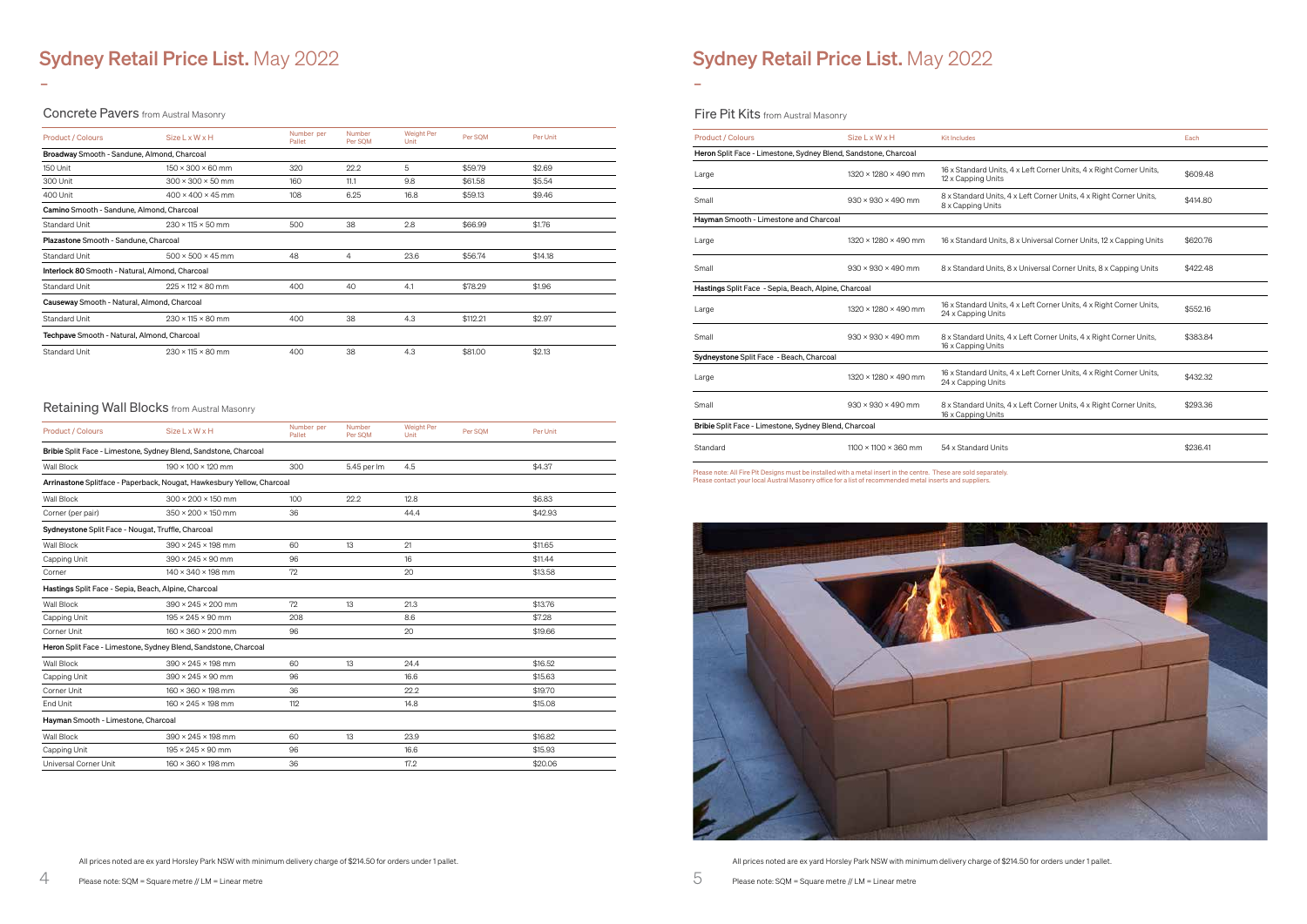# Sydney Retail Price List. May 2022

## Concrete Pavers from Austral Masonry

| Product / Colours | Size L x W x H | Number per Pallet | Number Per SQM | Weight Per Unit | Per SQM | Per Unit |
|---|---|---|---|---|---|---|
| **Broadway** Smooth - Sandune, Almond, Charcoal | | | | | | |
| 150 Unit | 150 × 300 × 60 mm | 320 | 22.2 | 5 | $59.79 | $2.69 |
| 300 Unit | 300 × 300 × 50 mm | 160 | 11.1 | 9.8 | $61.58 | $5.54 |
| 400 Unit | 400 × 400 × 45 mm | 108 | 6.25 | 16.8 | $59.13 | $9.46 |
| **Camino** Smooth - Sandune, Almond, Charcoal | | | | | | |
| Standard Unit | 230 × 115 × 50 mm | 500 | 38 | 2.8 | $66.99 | $1.76 |
| **Plazastone** Smooth - Sandune, Charcoal | | | | | | |
| Standard Unit | 500 × 500 × 45 mm | 48 | 4 | 23.6 | $56.74 | $14.18 |
| **Interlock 80** Smooth - Natural, Almond, Charcoal | | | | | | |
| Standard Unit | 225 × 112 × 80 mm | 400 | 40 | 4.1 | $78.29 | $1.96 |
| **Causeway** Smooth - Natural, Almond, Charcoal | | | | | | |
| Standard Unit | 230 × 115 × 80 mm | 400 | 38 | 4.3 | $112.21 | $2.97 |
| **Techpave** Smooth - Natural, Almond, Charcoal | | | | | | |
| Standard Unit | 230 × 115 × 80 mm | 400 | 38 | 4.3 | $81.00 | $2.13 |

## Retaining Wall Blocks from Austral Masonry

| Product / Colours | Size L x W x H | Number per Pallet | Number Per SQM | Weight Per Unit | Per SQM | Per Unit |
|---|---|---|---|---|---|---|
| **Bribie** Split Face - Limestone, Sydney Blend, Sandstone, Charcoal | | | | | | |
| Wall Block | 190 × 100 × 120 mm | 300 | 5.45 per lm | 4.5 | | $4.37 |
| **Arrinastone** Splitface - Paperback, Nougat, Hawkesbury Yellow, Charcoal | | | | | | |
| Wall Block | 300 × 200 × 150 mm | 100 | 22.2 | 12.8 | | $6.83 |
| Corner (per pair) | 350 × 200 × 150 mm | 36 | | 44.4 | | $42.93 |
| **Sydneystone** Split Face - Nougat, Truffle, Charcoal | | | | | | |
| Wall Block | 390 × 245 × 198 mm | 60 | 13 | 21 | | $11.65 |
| Capping Unit | 390 × 245 × 90 mm | 96 | | 16 | | $11.44 |
| Corner | 140 × 340 × 198 mm | 72 | | 20 | | $13.58 |
| **Hastings** Split Face - Sepia, Beach, Alpine, Charcoal | | | | | | |
| Wall Block | 390 × 245 × 200 mm | 72 | 13 | 21.3 | | $13.76 |
| Capping Unit | 195 × 245 × 90 mm | 208 | | 8.6 | | $7.28 |
| Corner Unit | 160 × 360 × 200 mm | 96 | | 20 | | $19.66 |
| **Heron** Split Face - Limestone, Sydney Blend, Sandstone, Charcoal | | | | | | |
| Wall Block | 390 × 245 × 198 mm | 60 | 13 | 24.4 | | $16.52 |
| Capping Unit | 390 × 245 × 90 mm | 96 | | 16.6 | | $15.63 |
| Corner Unit | 160 × 360 × 198 mm | 36 | | 22.2 | | $19.70 |
| End Unit | 160 × 245 × 198 mm | 112 | | 14.8 | | $15.08 |
| **Hayman** Smooth - Limestone, Charcoal | | | | | | |
| Wall Block | 390 × 245 × 198 mm | 60 | 13 | 23.9 | | $16.82 |
| Capping Unit | 195 × 245 × 90 mm | 96 | | 16.6 | | $15.93 |
| Universal Corner Unit | 160 × 360 × 198 mm | 36 | | 17.2 | | $20.06 |

All prices noted are ex yard Horsley Park NSW with minimum delivery charge of $214.50 for orders under 1 pallet.

Please note: SQM = Square metre // LM = Linear metre

# Sydney Retail Price List. May 2022

## Fire Pit Kits from Austral Masonry

| Product / Colours | Size L x W x H | Kit Includes | Each |
|---|---|---|---|
| **Heron** Split Face - Limestone, Sydney Blend, Sandstone, Charcoal | | | |
| Large | 1320 × 1280 × 490 mm | 16 x Standard Units, 4 x Left Corner Units, 4 x Right Corner Units, 12 x Capping Units | $609.48 |
| Small | 930 × 930 × 490 mm | 8 x Standard Units, 4 x Left Corner Units, 4 x Right Corner Units, 8 x Capping Units | $414.80 |
| **Hayman** Smooth - Limestone and Charcoal | | | |
| Large | 1320 × 1280 × 490 mm | 16 x Standard Units, 8 x Universal Corner Units, 12 x Capping Units | $620.76 |
| Small | 930 × 930 × 490 mm | 8 x Standard Units, 8 x Universal Corner Units, 8 x Capping Units | $422.48 |
| **Hastings** Split Face - Sepia, Beach, Alpine, Charcoal | | | |
| Large | 1320 × 1280 × 490 mm | 16 x Standard Units, 4 x Left Corner Units, 4 x Right Corner Units, 24 x Capping Units | $552.16 |
| Small | 930 × 930 × 490 mm | 8 x Standard Units, 4 x Left Corner Units, 4 x Right Corner Units, 16 x Capping Units | $383.84 |
| **Sydneystone** Split Face - Beach, Charcoal | | | |
| Large | 1320 × 1280 × 490 mm | 16 x Standard Units, 4 x Left Corner Units, 4 x Right Corner Units, 24 x Capping Units | $432.32 |
| Small | 930 × 930 × 490 mm | 8 x Standard Units, 4 x Left Corner Units, 4 x Right Corner Units, 16 x Capping Units | $293.36 |
| **Bribie** Split Face - Limestone, Sydney Blend, Charcoal | | | |
| Standard | 1100 × 1100 × 360 mm | 54 x Standard Units | $236.41 |

Please note: All Fire Pit Designs must be installed with a metal insert in the centre. These are sold separately.
Please contact your local Austral Masonry office for a list of recommended metal inserts and suppliers.

All prices noted are ex yard Horsley Park NSW with minimum delivery charge of $214.50 for orders under 1 pallet.

Please note: SQM = Square metre // LM = Linear metre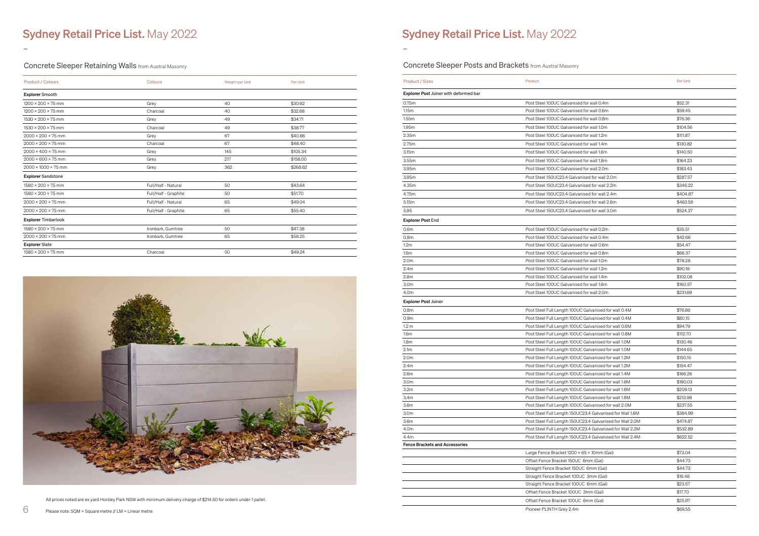# Sydney Retail Price List. May 2022

## Concrete Sleeper Retaining Walls from Austral Masonry

| Product / Colours | Colours | Weight per Unit | Per Unit |
|---|---|---|---|
| **Explorer** Smooth | | | |
| 1200 × 200 × 75 mm | Grey | 40 | $30.62 |
| 1200 × 200 × 75 mm | Charcoal | 40 | $32.68 |
| 1530 × 200 × 75 mm | Grey | 49 | $34.71 |
| 1530 × 200 × 75 mm | Charcoal | 49 | $38.77 |
| 2000 × 200 × 75 mm | Grey | 67 | $40.66 |
| 2000 × 200 × 75 mm | Charcoal | 67 | $48.40 |
| 2000 × 400 × 75 mm | Grey | 145 | $105.34 |
| 2000 × 600 × 75 mm | Grey | 217 | $158.00 |
| 2000 × 1000 × 75 mm | Grey | 362 | $268.62 |
| **Explorer** Sandstone | | | |
| 1580 × 200 × 75 mm | Full/Half - Natural | 50 | $43.64 |
| 1580 × 200 × 75 mm | Full/Half - Graphite | 50 | $51.70 |
| 2000 × 200 × 75 mm | Full/Half - Natural | 65 | $49.04 |
| 2000 × 200 × 75 mm | Full/Half - Graphite | 65 | $55.40 |
| **Explorer** Timberlook | | | |
| 1580 × 200 × 75 mm | Ironbark, Gumtree | 50 | $47.38 |
| 2000 × 200 × 75 mm | Ironbark, Gumtree | 65 | $58.25 |
| **Explorer** Slate | | | |
| 1580 × 200 × 75 mm | Charcoal | 50 | $49.24 |

All prices noted are ex yard Horsley Park NSW with minimum delivery charge of $214.50 for orders under 1 pallet.

Please note: SQM = Square metre // LM = Linear metre

# Sydney Retail Price List. May 2022

## Concrete Sleeper Posts and Brackets from Austral Masonry

| Product / Sizes | Product | Per Unit |
|---|---|---|
| **Explorer Post** Joiner with deformed bar | | |
| 0.75m | Post Steel 100UC Galvanised for wall 0.4m | $52.31 |
| 1.15m | Post Steel 100UC Galvanised for wall 0.6m | $59.45 |
| 1.55m | Post Steel 100UC Galvanised for wall 0.8m | $76.36 |
| 1.95m | Post Steel 100UC Galvanised for wall 1.0m | $104.56 |
| 2.35m | Post Steel 100UC Galvanised for wall 1.2m | $111.87 |
| 2.75m | Post Steel 100UC Galvanised for wall 1.4m | $130.82 |
| 3.15m | Post Steel 100UC Galvanised for wall 1.6m | $140.50 |
| 3.55m | Post Steel 100UC Galvanised for wall 1.8m | $164.23 |
| 3.95m | Post Steel 100UC Galvanised for wall 2.0m | $183.43 |
| 3.95m | Post Steel 150UC23.4 Galvanised for wall 2.0m | $287.57 |
| 4.35m | Post Steel 150UC23.4 Galvanised for wall 2.2m | $346.22 |
| 4.75m | Post Steel 150UC23.4 Galvanised for wall 2.4m | $404.87 |
| 5.15m | Post Steel 150UC23.4 Galvanised for wall 2.6m | $463.58 |
| 5.95 | Post Steel 150UC23.4 Galvanised for wall 3.0m | $524.37 |
| **Explorer Post** End | | |
| 0.6m | Post Steel 100UC Galvanised for wall 0.2m | $35.51 |
| 0.8m | Post Steel 100UC Galvanised for wall 0.4m | $42.66 |
| 1.2m | Post Steel 100UC Galvanised for wall 0.6m | $54.47 |
| 1.6m | Post Steel 100UC Galvanised for wall 0.8m | $66.37 |
| 2.0m | Post Steel 100UC Galvanised for wall 1.0m | $78.28 |
| 2.4m | Post Steel 100UC Galvanised for wall 1.2m | $90.18 |
| 2.8m | Post Steel 100UC Galvanised for wall 1.4m | $102.08 |
| 3.0m | Post Steel 100UC Galvanised for wall 1.6m | $160.57 |
| 4.0m | Post Steel 100UC Galvanised for wall 2.0m | $231.69 |
| **Explorer Post** Joiner | | |
| 0.8m | Post Steel Full Length 100UC Galvanised for wall 0.4M | $76.86 |
| 0.9m | Post Steel Full Length 100UC Galvanised for wall 0.4M | $80.15 |
| 1.2 m | Post Steel Full Length 100UC Galvanised for wall 0.6M | $94.79 |
| 1.6m | Post Steel Full Length 100UC Galvanised for wall 0.8M | $112.70 |
| 1.8m | Post Steel Full Length 100UC Galvanised for wall 1.0M | $130.46 |
| 2.1m | Post Steel Full Length 100UC Galvanised for wall 1.0M | $144.65 |
| 2.0m | Post Steel Full Length 100UC Galvanised for wall 1.2M | $150.15 |
| 2.4m | Post Steel Full Length 100UC Galvanised for wall 1.2M | $154.47 |
| 2.6m | Post Steel Full Length 100UC Galvanised for wall 1.4M | $166.26 |
| 3.0m | Post Steel Full Length 100UC Galvanised for wall 1.6M | $190.03 |
| 3.2m | Post Steel Full Length 100UC Galvanised for wall 1.6M | $209.13 |
| 3.4m | Post Steel Full Length 100UC Galvanised for wall 1.8M | $213.98 |
| 3.6m | Post Steel Full Length 100UC Galvanised for wall 2.0M | $237.55 |
| 3.0m | Post Steel Full Length 150UC23.4 Galvanised for Wall 1.6M | $384.99 |
| 3.6m | Post Steel Full Length 150UC23.4 Galvanised for Wall 2.0M | $474.87 |
| 4.0m | Post Steel Full Length 150UC23.4 Galvanised for Wall 2.2M | $532.89 |
| 4.4m | Post Steel Full Length 150UC23.4 Galvanised for Wall 2.4M | $622.52 |
| **Fence Brackets and Accessories** | | |
| | Large Fence Bracket 1200 × 65 × 10mm (Gal) | $73.04 |
| | Offset Fence Bracket 150UC 6mm (Gal) | $44.73 |
| | Straight Fence Bracket 150UC 6mm (Gal) | $44.73 |
| | Straight Fence Bracket 100UC 3mm (Gal) | $16.48 |
| | Straight Fence Bracket 100UC 6mm (Gal) | $23.57 |
| | Offset Fence Bracket 100UC 3mm (Gal) | $17.70 |
| | Offset Fence Bracket 100UC 6mm (Gal) | $25.97 |
| | Pioneer PLINTH Grey 2.4m | $69.55 |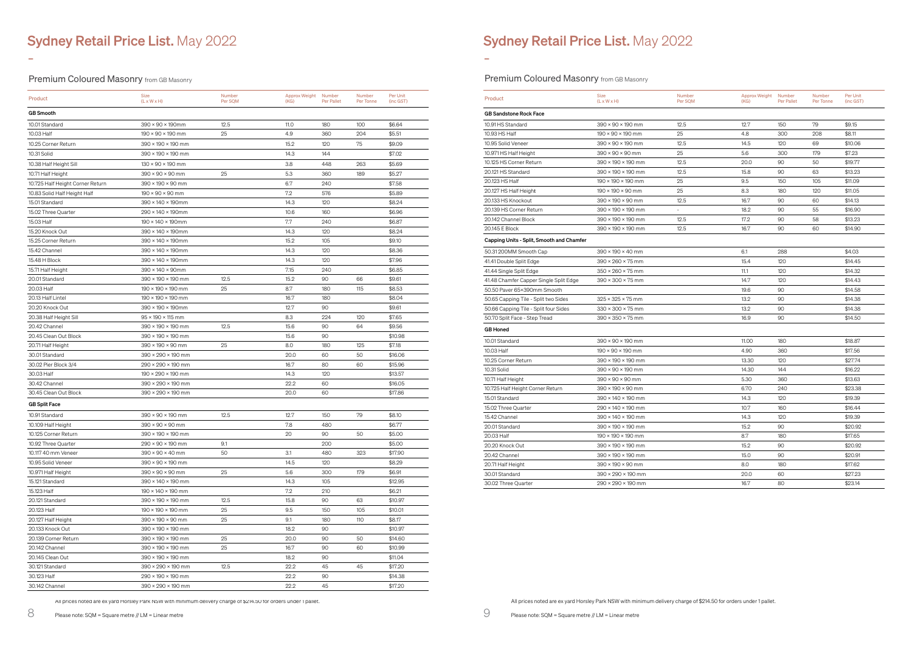# Sydney Retail Price List. May 2022

## Premium Coloured Masonry from GB Masonry

| Product | Size (L x W x H) | Number Per SQM | Approx Weight (KG) | Number Per Pallet | Number Per Tonne | Per Unit (inc GST) |
|---|---|---|---|---|---|---|
| **GB Smooth** | | | | | | |
| 10.01 Standard | 390 × 90 × 190mm | 12.5 | 11.0 | 180 | 100 | $6.64 |
| 10.03 Half | 190 × 90 × 190 mm | 25 | 4.9 | 360 | 204 | $5.51 |
| 10.25 Corner Return | 390 × 190 × 190 mm | | 15.2 | 120 | 75 | $9.09 |
| 10.31 Solid | 390 × 190 × 190 mm | | 14.3 | 144 | | $7.02 |
| 10.38 Half Height Sill | 130 × 90 × 190 mm | | 3.8 | 448 | 263 | $5.69 |
| 10.71 Half Height | 390 × 90 × 90 mm | 25 | 5.3 | 360 | 189 | $5.27 |
| 10.725 Half Height Corner Return | 390 × 190 × 90 mm | | 6.7 | 240 | | $7.58 |
| 10.83 Solid Half Height Half | 190 × 90 × 90 mm | | 7.2 | 576 | | $5.89 |
| 15.01 Standard | 390 × 140 × 190mm | | 14.3 | 120 | | $8.24 |
| 15.02 Three Quarter | 290 × 140 × 190mm | | 10.6 | 160 | | $6.96 |
| 15.03 Half | 190 × 140 × 190mm | | 7.7 | 240 | | $6.87 |
| 15.20 Knock Out | 390 × 140 × 190mm | | 14.3 | 120 | | $8.24 |
| 15.25 Corner Return | 390 × 140 × 190mm | | 15.2 | 105 | | $9.10 |
| 15.42 Channel | 390 × 140 × 190mm | | 14.3 | 120 | | $8.36 |
| 15.48 H Block | 390 × 140 × 190mm | | 14.3 | 120 | | $7.96 |
| 15.71 Half Height | 390 × 140 × 90mm | | 7.15 | 240 | | $6.85 |
| 20.01 Standard | 390 × 190 × 190 mm | 12.5 | 15.2 | 90 | 66 | $9.61 |
| 20.03 Half | 190 × 190 × 190 mm | 25 | 8.7 | 180 | 115 | $8.53 |
| 20.13 Half Lintel | 190 × 190 × 190 mm | | 16.7 | 180 | | $8.04 |
| 20.20 Knock Out | 390 × 190 × 190mm | | 12.7 | 90 | | $9.61 |
| 20.38 Half Height Sill | 95 × 190 × 115 mm | | 8.3 | 224 | 120 | $7.65 |
| 20.42 Channel | 390 × 190 × 190 mm | 12.5 | 15.6 | 90 | 64 | $9.56 |
| 20.45 Clean Out Block | 390 × 190 × 190 mm | | 15.6 | 90 | | $10.98 |
| 20.71 Half Height | 390 × 190 × 90 mm | 25 | 8.0 | 180 | 125 | $7.18 |
| 30.01 Standard | 390 × 290 × 190 mm | | 20.0 | 60 | 50 | $16.06 |
| 30.02 Pier Block 3/4 | 290 × 290 × 190 mm | | 16.7 | 80 | 60 | $15.96 |
| 30.03 Half | 190 × 290 × 190 mm | | 14.3 | 120 | | $13.57 |
| 30.42 Channel | 390 × 290 × 190 mm | | 22.2 | 60 | | $16.05 |
| 30.45 Clean Out Block | 390 × 290 × 190 mm | | 20.0 | 60 | | $17.86 |
| **GB Split Face** | | | | | | |
| 10.91 Standard | 390 × 90 × 190 mm | 12.5 | 12.7 | 150 | 79 | $8.10 |
| 10.109 Half Height | 390 × 90 × 90 mm | | 7.8 | 480 | | $6.77 |
| 10.125 Corner Return | 390 × 190 × 190 mm | | 20 | 90 | 50 | $5.00 |
| 10.92 Three Quarter | 290 × 90 × 190 mm | 9.1 | | 200 | | $5.00 |
| 10.117 40 mm Veneer | 390 × 90 × 40 mm | 50 | 3.1 | 480 | 323 | $17.90 |
| 10.95 Solid Veneer | 390 × 90 × 190 mm | | 14.5 | 120 | | $8.29 |
| 10.971 Half Height | 390 × 90 × 90 mm | 25 | 5.6 | 300 | 179 | $6.91 |
| 15.121 Standard | 390 × 140 × 190 mm | | 14.3 | 105 | | $12.95 |
| 15.123 Half | 190 × 140 × 190 mm | | 7.2 | 210 | | $6.21 |
| 20.121 Standard | 390 × 190 × 190 mm | 12.5 | 15.8 | 90 | 63 | $10.97 |
| 20.123 Half | 190 × 190 × 190 mm | 25 | 9.5 | 150 | 105 | $10.01 |
| 20.127 Half Height | 390 × 190 × 90 mm | 25 | 9.1 | 180 | 110 | $8.17 |
| 20.133 Knock Out | 390 × 190 × 190 mm | | 18.2 | 90 | | $10.97 |
| 20.139 Corner Return | 390 × 190 × 190 mm | 25 | 20.0 | 90 | 50 | $14.60 |
| 20.142 Channel | 390 × 190 × 190 mm | 25 | 16.7 | 90 | 60 | $10.99 |
| 20.145 Clean Out | 390 × 190 × 190 mm | | 18.2 | 90 | | $11.04 |
| 30.121 Standard | 390 × 290 × 190 mm | 12.5 | 22.2 | 45 | 45 | $17.20 |
| 30.123 Half | 290 × 190 × 190 mm | | 22.2 | 90 | | $14.38 |
| 30.142 Channel | 390 × 290 × 190 mm | | 22.2 | 45 | | $17.20 |

All prices noted are ex yard Horsley Park NSW with minimum delivery charge of $214.50 for orders under 1 pallet.

Please note: SQM = Square metre // LM = Linear metre

# Sydney Retail Price List. May 2022

## Premium Coloured Masonry from GB Masonry

| Product | Size (L x W x H) | Number Per SQM | Approx Weight (KG) | Number Per Pallet | Number Per Tonne | Per Unit (inc GST) |
|---|---|---|---|---|---|---|
| **GB Sandstone Rock Face** | | | | | | |
| 10.91 HS Standard | 390 × 90 × 190 mm | 12.5 | 12.7 | 150 | 79 | $9.15 |
| 10.93 HS Half | 190 × 90 × 190 mm | 25 | 4.8 | 300 | 208 | $8.11 |
| 10.95 Solid Veneer | 390 × 90 × 190 mm | 12.5 | 14.5 | 120 | 69 | $10.06 |
| 10.971 HS Half Height | 390 × 90 × 90 mm | 25 | 5.6 | 300 | 179 | $7.23 |
| 10.125 HS Corner Return | 390 × 190 × 190 mm | 12.5 | 20.0 | 90 | 50 | $19.77 |
| 20.121 HS Standard | 390 × 190 × 190 mm | 12.5 | 15.8 | 90 | 63 | $13.23 |
| 20.123 HS Half | 190 × 190 × 190 mm | 25 | 9.5 | 150 | 105 | $11.09 |
| 20.127 HS Half Height | 190 × 190 × 90 mm | 25 | 8.3 | 180 | 120 | $11.05 |
| 20.133 HS Knockout | 390 × 190 × 90 mm | 12.5 | 16.7 | 90 | 60 | $14.13 |
| 20.139 HS Corner Return | 390 × 190 × 190 mm | - | 18.2 | 90 | 55 | $16.90 |
| 20.142 Channel Block | 390 × 190 × 190 mm | 12.5 | 17.2 | 90 | 58 | $13.23 |
| 20.145 E Block | 390 × 190 × 190 mm | 12.5 | 16.7 | 90 | 60 | $14.90 |
| **Capping Units - Split, Smooth and Chamfer** | | | | | | |
| 50.31 200MM Smooth Cap | 390 × 190 × 40 mm | | 6.1 | 288 | | $4.03 |
| 41.41 Double Split Edge | 390 × 260 × 75 mm | | 15.4 | 120 | | $14.45 |
| 41.44 Single Split Edge | 350 × 260 × 75 mm | | 11.1 | 120 | | $14.32 |
| 41.48 Chamfer Capper Single Split Edge | 390 × 300 × 75 mm | | 14.7 | 120 | | $14.43 |
| 50.50 Paver 65×390mm Smooth | | | 19.6 | 90 | | $14.58 |
| 50.65 Capping Tile - Split two Sides | 325 × 325 × 75 mm | | 13.2 | 90 | | $14.38 |
| 50.66 Capping Tile - Split four Sides | 330 × 300 × 75 mm | | 13.2 | 90 | | $14.38 |
| 50.70 Split Face - Step Tread | 390 × 350 × 75 mm | | 16.9 | 90 | | $14.50 |
| **GB Honed** | | | | | | |
| 10.01 Standard | 390 × 90 × 190 mm | | 11.00 | 180 | | $18.87 |
| 10.03 Half | 190 × 90 × 190 mm | | 4.90 | 360 | | $17.56 |
| 10.25 Corner Return | 390 × 190 × 190 mm | | 13.30 | 120 | | $27.74 |
| 10.31 Solid | 390 × 90 × 190 mm | | 14.30 | 144 | | $16.22 |
| 10.71 Half Height | 390 × 90 × 90 mm | | 5.30 | 360 | | $13.63 |
| 10.725 Half Height Corner Return | 390 × 190 × 90 mm | | 6.70 | 240 | | $23.38 |
| 15.01 Standard | 390 × 140 × 190 mm | | 14.3 | 120 | | $19.39 |
| 15.02 Three Quarter | 290 × 140 × 190 mm | | 10.7 | 160 | | $16.44 |
| 15.42 Channel | 390 × 140 × 190 mm | | 14.3 | 120 | | $19.39 |
| 20.01 Standard | 390 × 190 × 190 mm | | 15.2 | 90 | | $20.92 |
| 20.03 Half | 190 × 190 × 190 mm | | 8.7 | 180 | | $17.65 |
| 20.20 Knock Out | 390 × 190 × 190 mm | | 15.2 | 90 | | $20.92 |
| 20.42 Channel | 390 × 190 × 190 mm | | 15.0 | 90 | | $20.91 |
| 20.71 Half Height | 390 × 190 × 90 mm | | 8.0 | 180 | | $17.62 |
| 30.01 Standard | 390 × 290 × 190 mm | | 20.0 | 60 | | $27.23 |
| 30.02 Three Quarter | 290 × 290 × 190 mm | | 16.7 | 80 | | $23.14 |

All prices noted are ex yard Horsley Park NSW with minimum delivery charge of $214.50 for orders under 1 pallet.

Please note: SQM = Square metre // LM = Linear metre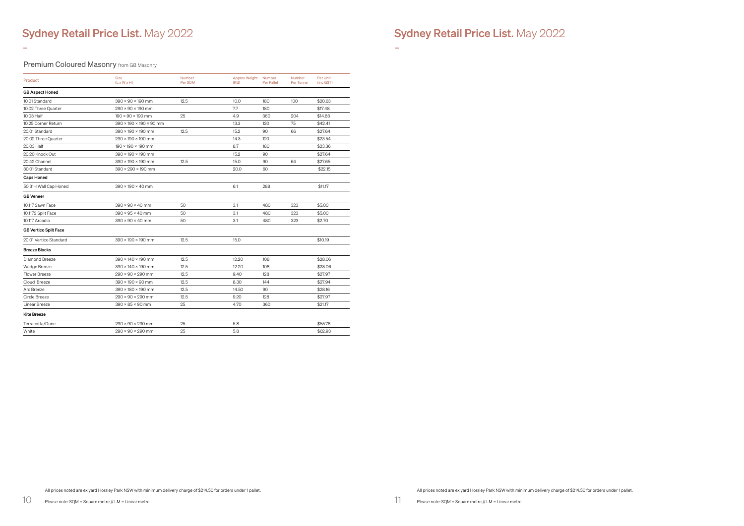# Sydney Retail Price List. May 2022

## Premium Coloured Masonry from GB Masonry

| Product | Size (L x W x H) | Number Per SQM | Approx Weight (KG) | Number Per Pallet | Number Per Tonne | Per Unit (inc GST) |
|---|---|---|---|---|---|---|
| **GB Aspect Honed** | | | | | | |
| 10.01 Standard | 390 × 90 × 190 mm | 12.5 | 10.0 | 180 | 100 | $20.63 |
| 10.02 Three Quarter | 290 × 90 × 190 mm | | 7.7 | 180 | | $17.48 |
| 10.03 Half | 190 × 90 × 190 mm | 25 | 4.9 | 360 | 204 | $14.83 |
| 10.25 Corner Return | 390 × 190 × 190 × 90 mm | | 13.3 | 120 | 75 | $42.41 |
| 20.01 Standard | 390 × 190 × 190 mm | 12.5 | 15.2 | 90 | 66 | $27.64 |
| 20.02 Three Quarter | 290 × 190 × 190 mm | | 14.3 | 120 | | $23.54 |
| 20.03 Half | 190 × 190 × 190 mm | | 8.7 | 180 | | $23.36 |
| 20.20 Knock Out | 390 × 190 × 190 mm | | 15.2 | 90 | | $27.64 |
| 20.42 Channel | 390 × 190 × 190 mm | 12.5 | 15.0 | 90 | 64 | $27.65 |
| 30.01 Standard | 390 × 290 × 190 mm | | 20.0 | 60 | | $22.15 |
| **Caps Honed** | | | | | | |
| 50.31H Wall Cap Honed | 390 × 190 × 40 mm | | 6.1 | 288 | | $11.17 |
| **GB Veneer** | | | | | | |
| 10.117 Sawn Face | 390 × 90 × 40 mm | 50 | 3.1 | 480 | 323 | $5.00 |
| 10.117S Split Face | 390 × 95 × 40 mm | 50 | 3.1 | 480 | 323 | $5.00 |
| 10.117 Arcadia | 390 × 90 × 40 mm | 50 | 3.1 | 480 | 323 | $2.70 |
| **GB Vertico Split Face** | | | | | | |
| 20.01 Vertico Standard | 390 × 190 × 190 mm | 12.5 | 15.0 | | | $10.19 |
| **Breeze Blocks** | | | | | | |
| Diamond Breeze | 390 × 140 × 190 mm | 12.5 | 12.20 | 108 | | $28.06 |
| Wedge Breeze | 390 × 140 × 190 mm | 12.5 | 12.20 | 108 | | $28.06 |
| Flower Breeze | 290 × 90 × 290 mm | 12.5 | 9.40 | 128 | | $27.97 |
| Cloud Breeze | 390 × 190 × 90 mm | 12.5 | 8.30 | 144 | | $27.94 |
| Arc Breeze | 390 × 180 × 190 mm | 12.5 | 14.50 | 90 | | $28.16 |
| Circle Breeze | 290 × 90 × 290 mm | 12.5 | 9.20 | 128 | | $27.97 |
| Linear Breeze | 390 × 85 × 90 mm | 25 | 4.70 | 360 | | $21.17 |
| **Kite Breeze** | | | | | | |
| Terracotta/Dune | 290 × 90 × 290 mm | 25 | 5.8 | | | $55.76 |
| White | 290 × 90 × 290 mm | 25 | 5.8 | | | $62.93 |

All prices noted are ex yard Horsley Park NSW with minimum delivery charge of $214.50 for orders under 1 pallet.

Please note: SQM = Square metre // LM = Linear metre

# Sydney Retail Price List. May 2022

All prices noted are ex yard Horsley Park NSW with minimum delivery charge of $214.50 for orders under 1 pallet.

Please note: SQM = Square metre // LM = Linear metre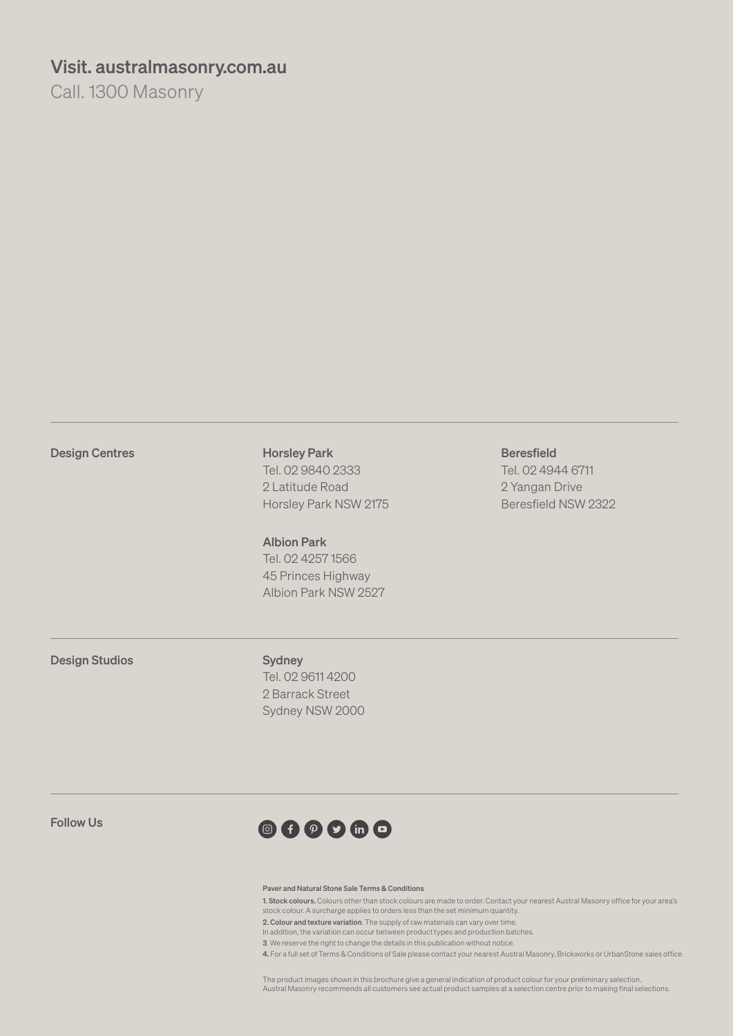**Visit. australmasonry.com.au**

Call. 1300 Masonry

---

## Design Centres

**Horsley Park**
Tel. 02 9840 2333
2 Latitude Road
Horsley Park NSW 2175

**Albion Park**
Tel. 02 4257 1566
45 Princes Highway
Albion Park NSW 2527

**Beresfield**
Tel. 02 4944 6711
2 Yangan Drive
Beresfield NSW 2322

---

## Design Studios

**Sydney**
Tel. 02 9611 4200
2 Barrack Street
Sydney NSW 2000

---

## Follow Us

**Paver and Natural Stone Sale Terms & Conditions**

**1. Stock colours.** Colours other than stock colours are made to order. Contact your nearest Austral Masonry office for your area's stock colour. A surcharge applies to orders less than the set minimum quantity.

**2. Colour and texture variation**. The supply of raw materials can vary over time. In addition, the variation can occur between product types and production batches.

**3.** We reserve the right to change the details in this publication without notice.

**4.** For a full set of Terms & Conditions of Sale please contact your nearest Austral Masonry, Brickworks or UrbanStone sales office.

The product images shown in this brochure give a general indication of product colour for your preliminary selection.
Austral Masonry recommends all customers see actual product samples at a selection centre prior to making final selections.